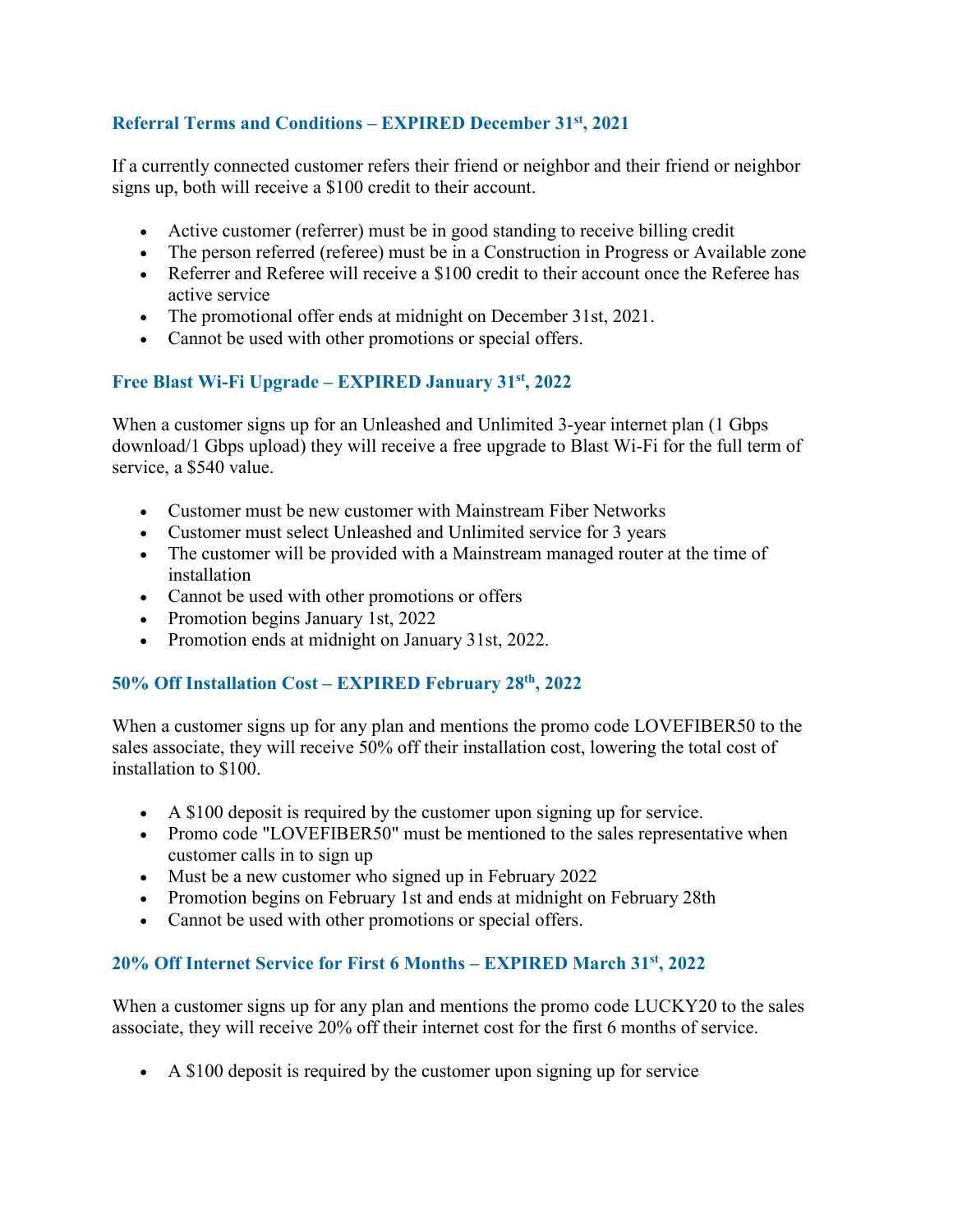### Referral Terms and Conditions – EXPIRED December 31st, 2021

If a currently connected customer refers their friend or neighbor and their friend or neighbor signs up, both will receive a $100 credit to their account.

- Active customer (referrer) must be in good standing to receive billing credit
- The person referred (referee) must be in a Construction in Progress or Available zone
- Referrer and Referee will receive a $100 credit to their account once the Referee has active service
- The promotional offer ends at midnight on December 31st, 2021.
- Cannot be used with other promotions or special offers.

### Free Blast Wi-Fi Upgrade – EXPIRED January 31st, 2022

When a customer signs up for an Unleashed and Unlimited 3-year internet plan (1 Gbps download/1 Gbps upload) they will receive a free upgrade to Blast Wi-Fi for the full term of service, a $540 value.

- Customer must be new customer with Mainstream Fiber Networks
- Customer must select Unleashed and Unlimited service for 3 years
- The customer will be provided with a Mainstream managed router at the time of installation
- Cannot be used with other promotions or offers
- Promotion begins January 1st, 2022
- Promotion ends at midnight on January 31st, 2022.

### 50% Off Installation Cost – EXPIRED February 28th, 2022

When a customer signs up for any plan and mentions the promo code LOVEFIBER50 to the sales associate, they will receive 50% off their installation cost, lowering the total cost of installation to $100.

- A $100 deposit is required by the customer upon signing up for service.
- Promo code "LOVEFIBER50" must be mentioned to the sales representative when customer calls in to sign up
- Must be a new customer who signed up in February 2022
- Promotion begins on February 1st and ends at midnight on February 28th
- Cannot be used with other promotions or special offers.

### 20% Off Internet Service for First 6 Months – EXPIRED March 31st, 2022

When a customer signs up for any plan and mentions the promo code LUCKY20 to the sales associate, they will receive 20% off their internet cost for the first 6 months of service.

- A $100 deposit is required by the customer upon signing up for service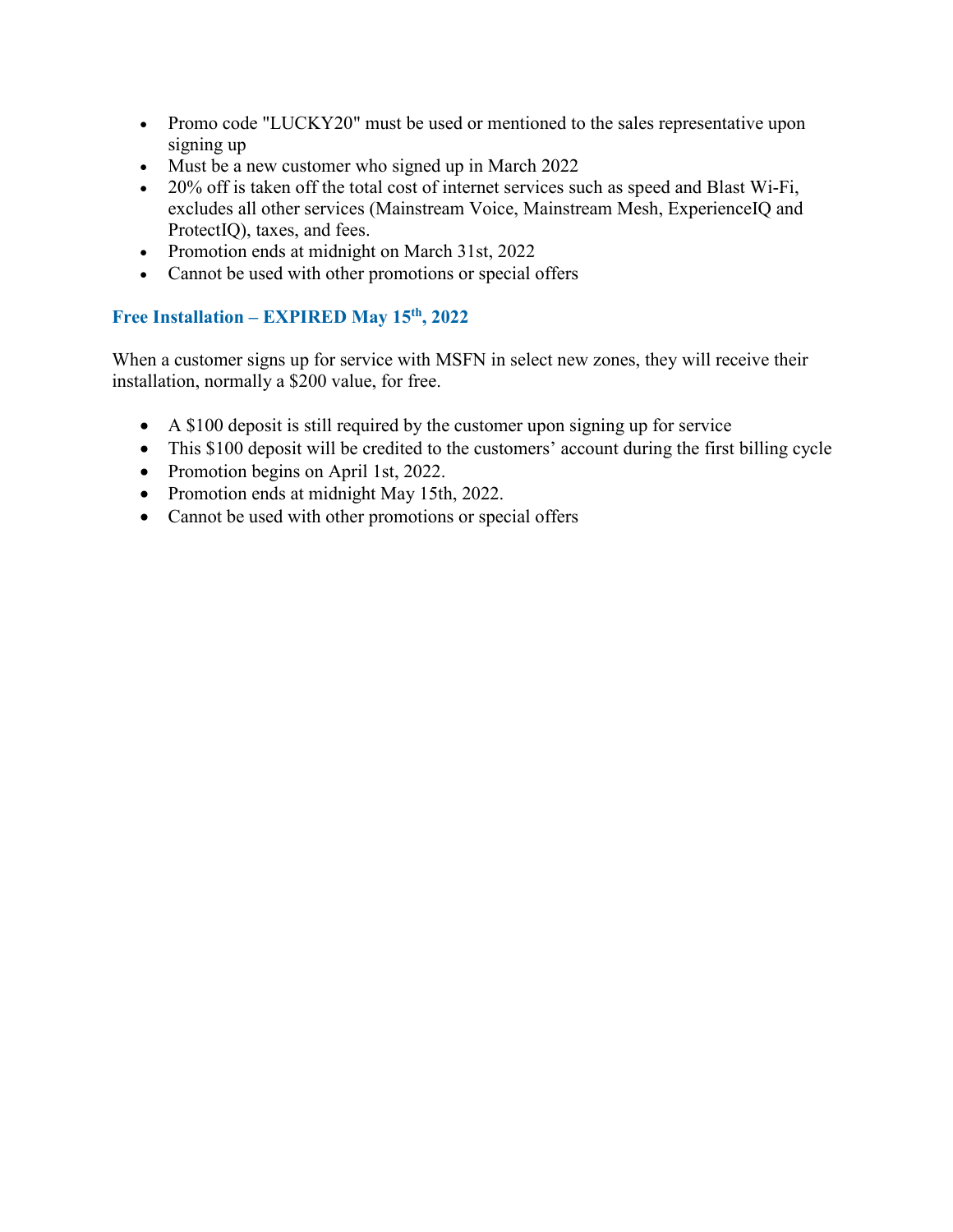- Promo code "LUCKY20" must be used or mentioned to the sales representative upon signing up
- Must be a new customer who signed up in March 2022
- 20% off is taken off the total cost of internet services such as speed and Blast Wi-Fi, excludes all other services (Mainstream Voice, Mainstream Mesh, ExperienceIQ and ProtectIQ), taxes, and fees.
- Promotion ends at midnight on March 31st, 2022
- Cannot be used with other promotions or special offers

### Free Installation – EXPIRED May 15th, 2022

When a customer signs up for service with MSFN in select new zones, they will receive their installation, normally a $200 value, for free.

- A $100 deposit is still required by the customer upon signing up for service
- This $100 deposit will be credited to the customers' account during the first billing cycle
- Promotion begins on April 1st, 2022.
- Promotion ends at midnight May 15th, 2022.
- Cannot be used with other promotions or special offers